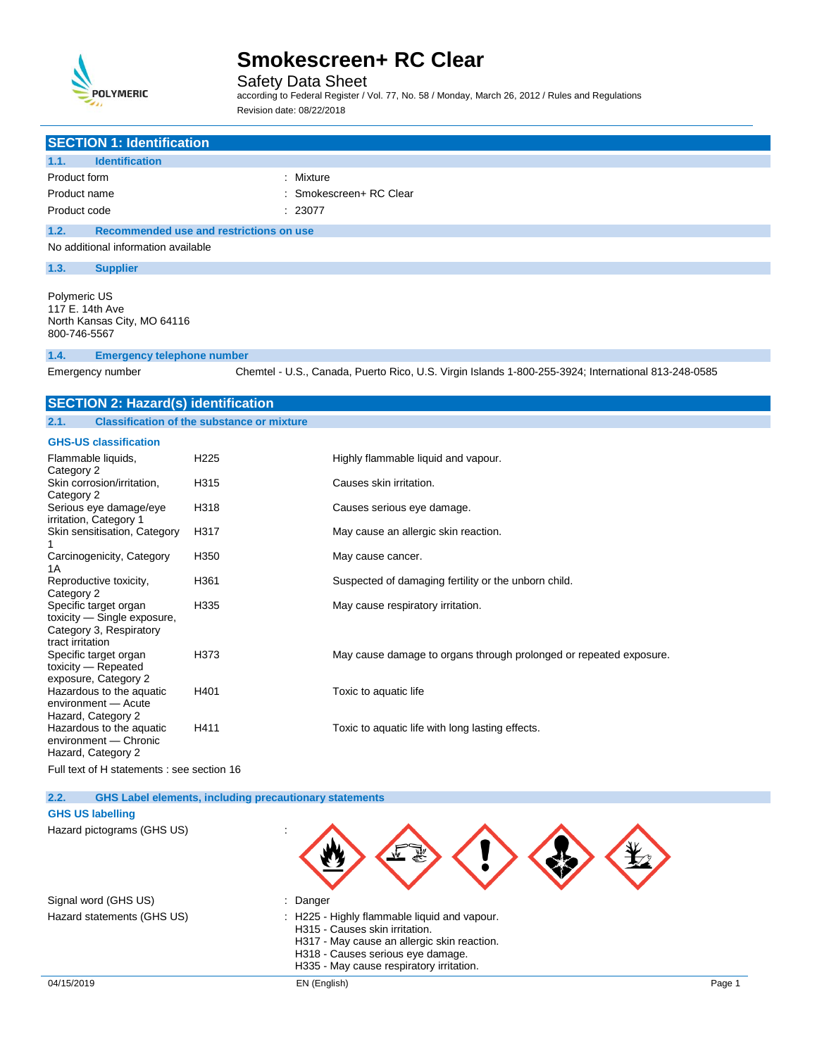# Smokescreen+ RC Clear

Safety Data Sheet

according to Federal Register / Vol. 77, No. 58 / Monday, March 26, 2012 / Rules and Regulations

Revision date: 08/22/2018

## SECTION 1: Identification

### 1.1. Identification

| | |
|---|---|
| Product form | : Mixture |
| Product name | : Smokescreen+ RC Clear |
| Product code | : 23077 |

### 1.2. Recommended use and restrictions on use

No additional information available

### 1.3. Supplier

Polymeric US
117 E. 14th Ave
North Kansas City, MO 64116
800-746-5567

### 1.4. Emergency telephone number

Emergency number: Chemtel - U.S., Canada, Puerto Rico, U.S. Virgin Islands 1-800-255-3924; International 813-248-0585

## SECTION 2: Hazard(s) identification

### 2.1. Classification of the substance or mixture

**GHS-US classification**

| | | |
|---|---|---|
| Flammable liquids, Category 2 | H225 | Highly flammable liquid and vapour. |
| Skin corrosion/irritation, Category 2 | H315 | Causes skin irritation. |
| Serious eye damage/eye irritation, Category 1 | H318 | Causes serious eye damage. |
| Skin sensitisation, Category 1 | H317 | May cause an allergic skin reaction. |
| Carcinogenicity, Category 1A | H350 | May cause cancer. |
| Reproductive toxicity, Category 2 | H361 | Suspected of damaging fertility or the unborn child. |
| Specific target organ toxicity — Single exposure, Category 3, Respiratory tract irritation | H335 | May cause respiratory irritation. |
| Specific target organ toxicity — Repeated exposure, Category 2 | H373 | May cause damage to organs through prolonged or repeated exposure. |
| Hazardous to the aquatic environment — Acute Hazard, Category 2 | H401 | Toxic to aquatic life |
| Hazardous to the aquatic environment — Chronic Hazard, Category 2 | H411 | Toxic to aquatic life with long lasting effects. |

Full text of H statements : see section 16

### 2.2. GHS Label elements, including precautionary statements

**GHS US labelling**

Hazard pictograms (GHS US) :

Signal word (GHS US) : Danger

Hazard statements (GHS US) :
- H225 - Highly flammable liquid and vapour.
- H315 - Causes skin irritation.
- H317 - May cause an allergic skin reaction.
- H318 - Causes serious eye damage.
- H335 - May cause respiratory irritation.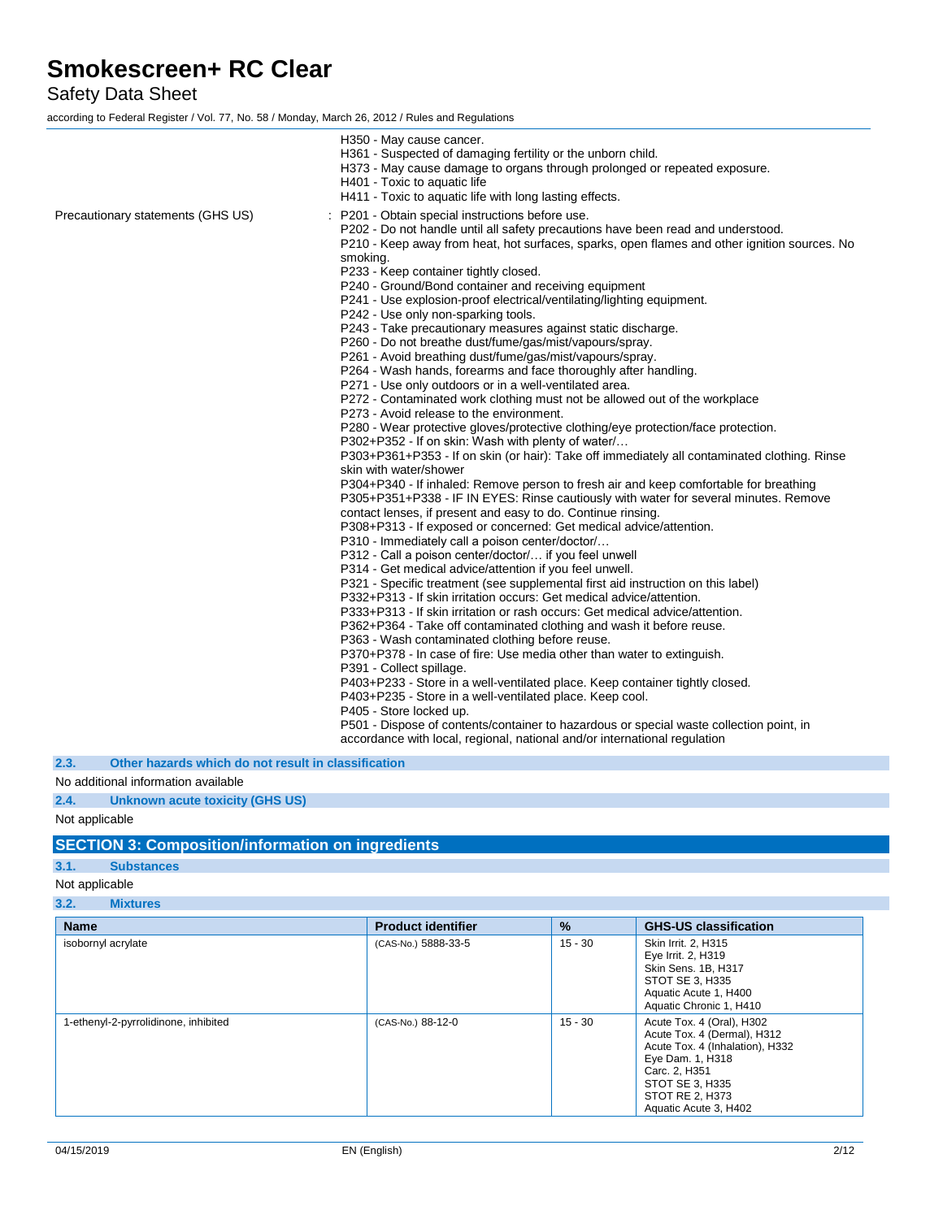H350 - May cause cancer.
H361 - Suspected of damaging fertility or the unborn child.
H373 - May cause damage to organs through prolonged or repeated exposure.
H401 - Toxic to aquatic life
H411 - Toxic to aquatic life with long lasting effects.

Precautionary statements (GHS US) : P201 - Obtain special instructions before use.
P202 - Do not handle until all safety precautions have been read and understood.
P210 - Keep away from heat, hot surfaces, sparks, open flames and other ignition sources. No smoking.
P233 - Keep container tightly closed.
P240 - Ground/Bond container and receiving equipment
P241 - Use explosion-proof electrical/ventilating/lighting equipment.
P242 - Use only non-sparking tools.
P243 - Take precautionary measures against static discharge.
P260 - Do not breathe dust/fume/gas/mist/vapours/spray.
P261 - Avoid breathing dust/fume/gas/mist/vapours/spray.
P264 - Wash hands, forearms and face thoroughly after handling.
P271 - Use only outdoors or in a well-ventilated area.
P272 - Contaminated work clothing must not be allowed out of the workplace
P273 - Avoid release to the environment.
P280 - Wear protective gloves/protective clothing/eye protection/face protection.
P302+P352 - If on skin: Wash with plenty of water/…
P303+P361+P353 - If on skin (or hair): Take off immediately all contaminated clothing. Rinse skin with water/shower
P304+P340 - If inhaled: Remove person to fresh air and keep comfortable for breathing
P305+P351+P338 - IF IN EYES: Rinse cautiously with water for several minutes. Remove contact lenses, if present and easy to do. Continue rinsing.
P308+P313 - If exposed or concerned: Get medical advice/attention.
P310 - Immediately call a poison center/doctor/…
P312 - Call a poison center/doctor/… if you feel unwell
P314 - Get medical advice/attention if you feel unwell.
P321 - Specific treatment (see supplemental first aid instruction on this label)
P332+P313 - If skin irritation occurs: Get medical advice/attention.
P333+P313 - If skin irritation or rash occurs: Get medical advice/attention.
P362+P364 - Take off contaminated clothing and wash it before reuse.
P363 - Wash contaminated clothing before reuse.
P370+P378 - In case of fire: Use media other than water to extinguish.
P391 - Collect spillage.
P403+P233 - Store in a well-ventilated place. Keep container tightly closed.
P403+P235 - Store in a well-ventilated place. Keep cool.
P405 - Store locked up.
P501 - Dispose of contents/container to hazardous or special waste collection point, in accordance with local, regional, national and/or international regulation

### 2.3. Other hazards which do not result in classification

No additional information available

### 2.4. Unknown acute toxicity (GHS US)

Not applicable

## SECTION 3: Composition/information on ingredients

### 3.1. Substances

Not applicable

### 3.2. Mixtures

| Name | Product identifier | % | GHS-US classification |
|---|---|---|---|
| isobornyl acrylate | (CAS-No.) 5888-33-5 | 15 - 30 | Skin Irrit. 2, H315<br>Eye Irrit. 2, H319<br>Skin Sens. 1B, H317<br>STOT SE 3, H335<br>Aquatic Acute 1, H400<br>Aquatic Chronic 1, H410 |
| 1-ethenyl-2-pyrrolidinone, inhibited | (CAS-No.) 88-12-0 | 15 - 30 | Acute Tox. 4 (Oral), H302<br>Acute Tox. 4 (Dermal), H312<br>Acute Tox. 4 (Inhalation), H332<br>Eye Dam. 1, H318<br>Carc. 2, H351<br>STOT SE 3, H335<br>STOT RE 2, H373<br>Aquatic Acute 3, H402 |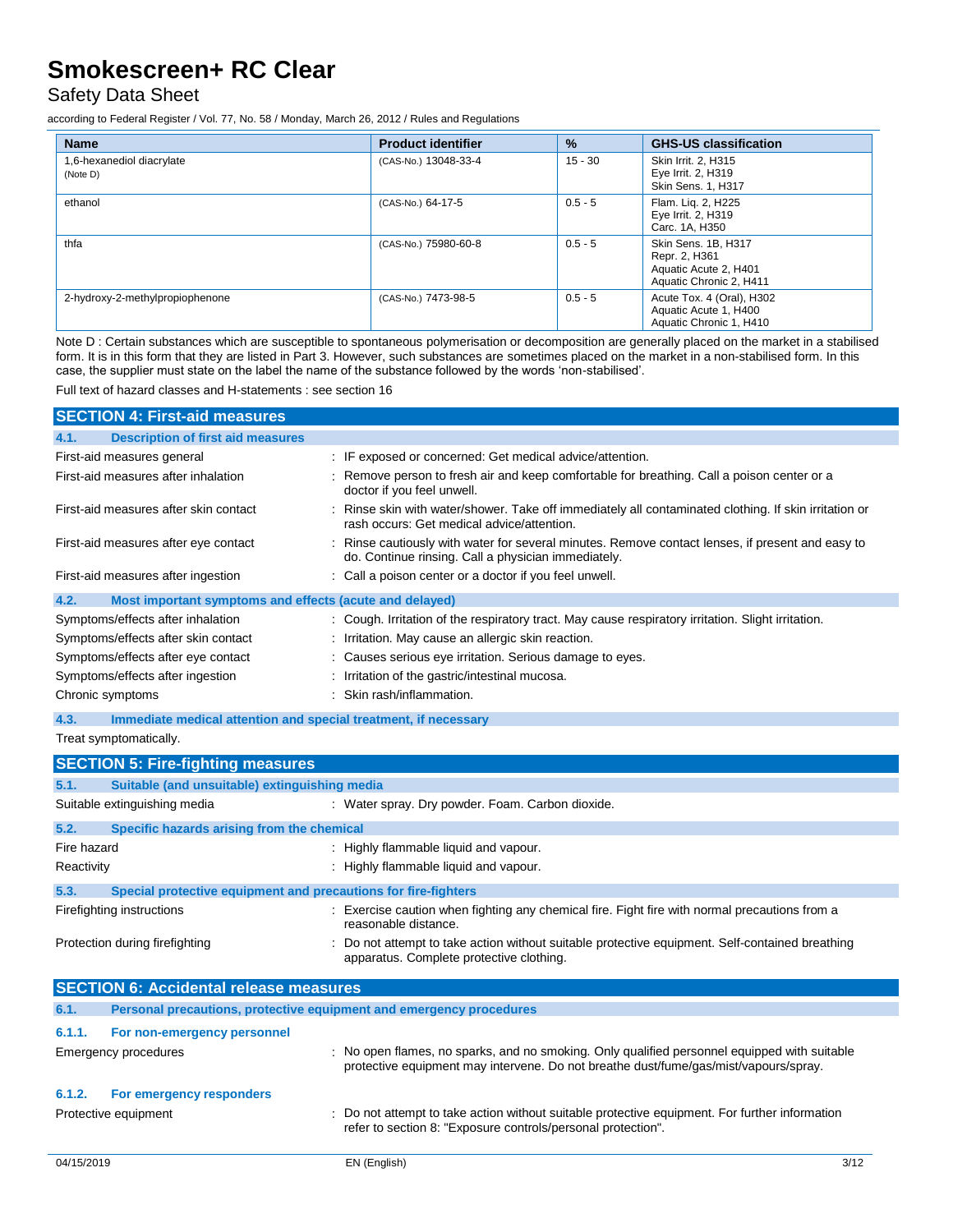| Name | Product identifier | % | GHS-US classification |
|---|---|---|---|
| 1,6-hexanediol diacrylate (Note D) | (CAS-No.) 13048-33-4 | 15 - 30 | Skin Irrit. 2, H315<br>Eye Irrit. 2, H319<br>Skin Sens. 1, H317 |
| ethanol | (CAS-No.) 64-17-5 | 0.5 - 5 | Flam. Liq. 2, H225<br>Eye Irrit. 2, H319<br>Carc. 1A, H350 |
| thfa | (CAS-No.) 75980-60-8 | 0.5 - 5 | Skin Sens. 1B, H317<br>Repr. 2, H361<br>Aquatic Acute 2, H401<br>Aquatic Chronic 2, H411 |
| 2-hydroxy-2-methylpropiophenone | (CAS-No.) 7473-98-5 | 0.5 - 5 | Acute Tox. 4 (Oral), H302<br>Aquatic Acute 1, H400<br>Aquatic Chronic 1, H410 |

Note D : Certain substances which are susceptible to spontaneous polymerisation or decomposition are generally placed on the market in a stabilised form. It is in this form that they are listed in Part 3. However, such substances are sometimes placed on the market in a non-stabilised form. In this case, the supplier must state on the label the name of the substance followed by the words 'non-stabilised'.

Full text of hazard classes and H-statements : see section 16

## SECTION 4: First-aid measures

### 4.1. Description of first aid measures

First-aid measures general : IF exposed or concerned: Get medical advice/attention.

First-aid measures after inhalation : Remove person to fresh air and keep comfortable for breathing. Call a poison center or a doctor if you feel unwell.

First-aid measures after skin contact : Rinse skin with water/shower. Take off immediately all contaminated clothing. If skin irritation or rash occurs: Get medical advice/attention.

First-aid measures after eye contact : Rinse cautiously with water for several minutes. Remove contact lenses, if present and easy to do. Continue rinsing. Call a physician immediately.

First-aid measures after ingestion : Call a poison center or a doctor if you feel unwell.

### 4.2. Most important symptoms and effects (acute and delayed)

Symptoms/effects after inhalation : Cough. Irritation of the respiratory tract. May cause respiratory irritation. Slight irritation.

Symptoms/effects after skin contact : Irritation. May cause an allergic skin reaction.

Symptoms/effects after eye contact : Causes serious eye irritation. Serious damage to eyes.

Symptoms/effects after ingestion : Irritation of the gastric/intestinal mucosa.

Chronic symptoms : Skin rash/inflammation.

### 4.3. Immediate medical attention and special treatment, if necessary

Treat symptomatically.

## SECTION 5: Fire-fighting measures

### 5.1. Suitable (and unsuitable) extinguishing media

Suitable extinguishing media : Water spray. Dry powder. Foam. Carbon dioxide.

### 5.2. Specific hazards arising from the chemical

Fire hazard : Highly flammable liquid and vapour.

Reactivity : Highly flammable liquid and vapour.

### 5.3. Special protective equipment and precautions for fire-fighters

Firefighting instructions : Exercise caution when fighting any chemical fire. Fight fire with normal precautions from a reasonable distance.

Protection during firefighting : Do not attempt to take action without suitable protective equipment. Self-contained breathing apparatus. Complete protective clothing.

## SECTION 6: Accidental release measures

### 6.1. Personal precautions, protective equipment and emergency procedures

#### 6.1.1. For non-emergency personnel

Emergency procedures : No open flames, no sparks, and no smoking. Only qualified personnel equipped with suitable protective equipment may intervene. Do not breathe dust/fume/gas/mist/vapours/spray.

#### 6.1.2. For emergency responders

Protective equipment : Do not attempt to take action without suitable protective equipment. For further information refer to section 8: "Exposure controls/personal protection".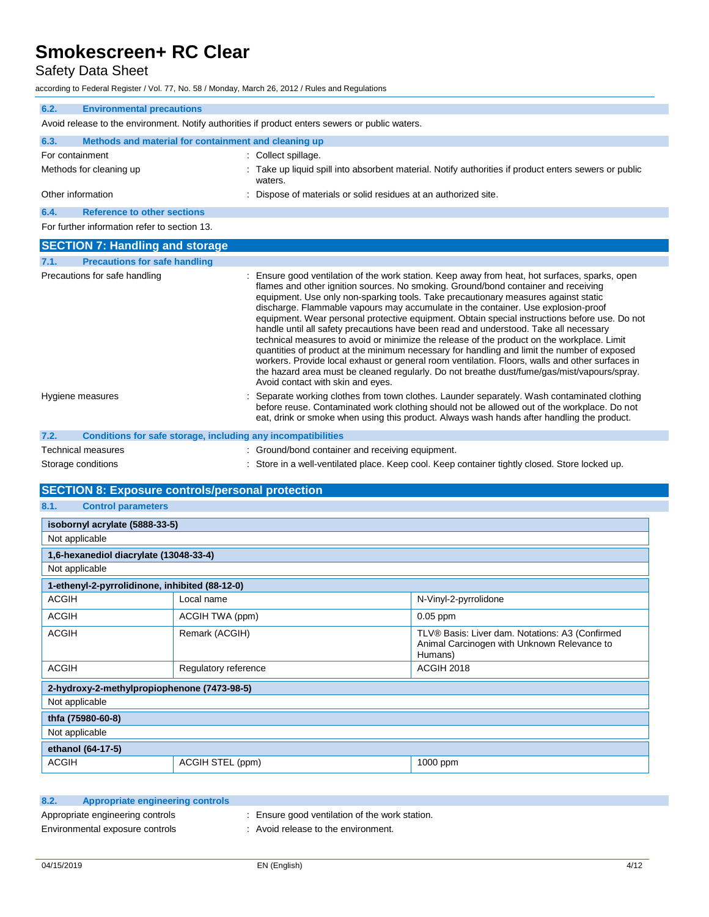#### 6.2. Environmental precautions

Avoid release to the environment. Notify authorities if product enters sewers or public waters.

#### 6.3. Methods and material for containment and cleaning up

| | |
|---|---|
| For containment | : Collect spillage. |
| Methods for cleaning up | : Take up liquid spill into absorbent material. Notify authorities if product enters sewers or public waters. |
| Other information | : Dispose of materials or solid residues at an authorized site. |

#### 6.4. Reference to other sections

For further information refer to section 13.

## SECTION 7: Handling and storage

#### 7.1. Precautions for safe handling

| | |
|---|---|
| Precautions for safe handling | : Ensure good ventilation of the work station. Keep away from heat, hot surfaces, sparks, open flames and other ignition sources. No smoking. Ground/bond container and receiving equipment. Use only non-sparking tools. Take precautionary measures against static discharge. Flammable vapours may accumulate in the container. Use explosion-proof equipment. Wear personal protective equipment. Obtain special instructions before use. Do not handle until all safety precautions have been read and understood. Take all necessary technical measures to avoid or minimize the release of the product on the workplace. Limit quantities of product at the minimum necessary for handling and limit the number of exposed workers. Provide local exhaust or general room ventilation. Floors, walls and other surfaces in the hazard area must be cleaned regularly. Do not breathe dust/fume/gas/mist/vapours/spray. Avoid contact with skin and eyes. |
| Hygiene measures | : Separate working clothes from town clothes. Launder separately. Wash contaminated clothing before reuse. Contaminated work clothing should not be allowed out of the workplace. Do not eat, drink or smoke when using this product. Always wash hands after handling the product. |

#### 7.2. Conditions for safe storage, including any incompatibilities

| | |
|---|---|
| Technical measures | : Ground/bond container and receiving equipment. |
| Storage conditions | : Store in a well-ventilated place. Keep cool. Keep container tightly closed. Store locked up. |

## SECTION 8: Exposure controls/personal protection

#### 8.1. Control parameters

| **isobornyl acrylate (5888-33-5)** | | |
|---|---|---|
| Not applicable | | |
| **1,6-hexanediol diacrylate (13048-33-4)** | | |
| Not applicable | | |
| **1-ethenyl-2-pyrrolidinone, inhibited (88-12-0)** | | |
| ACGIH | Local name | N-Vinyl-2-pyrrolidone |
| ACGIH | ACGIH TWA (ppm) | 0.05 ppm |
| ACGIH | Remark (ACGIH) | TLV® Basis: Liver dam. Notations: A3 (Confirmed Animal Carcinogen with Unknown Relevance to Humans) |
| ACGIH | Regulatory reference | ACGIH 2018 |
| **2-hydroxy-2-methylpropiophenone (7473-98-5)** | | |
| Not applicable | | |
| **thfa (75980-60-8)** | | |
| Not applicable | | |
| **ethanol (64-17-5)** | | |
| ACGIH | ACGIH STEL (ppm) | 1000 ppm |

#### 8.2. Appropriate engineering controls

| | |
|---|---|
| Appropriate engineering controls | : Ensure good ventilation of the work station. |
| Environmental exposure controls | : Avoid release to the environment. |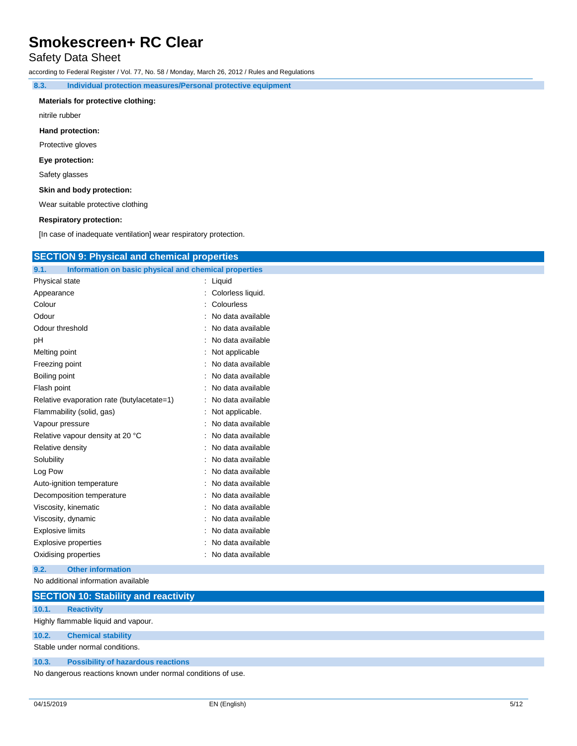### 8.3. Individual protection measures/Personal protective equipment

**Materials for protective clothing:**

nitrile rubber

**Hand protection:**

Protective gloves

**Eye protection:**

Safety glasses

**Skin and body protection:**

Wear suitable protective clothing

**Respiratory protection:**

[In case of inadequate ventilation] wear respiratory protection.

## SECTION 9: Physical and chemical properties

### 9.1. Information on basic physical and chemical properties

| Property | Value |
|---|---|
| Physical state | Liquid |
| Appearance | Colorless liquid. |
| Colour | Colourless |
| Odour | No data available |
| Odour threshold | No data available |
| pH | No data available |
| Melting point | Not applicable |
| Freezing point | No data available |
| Boiling point | No data available |
| Flash point | No data available |
| Relative evaporation rate (butylacetate=1) | No data available |
| Flammability (solid, gas) | Not applicable. |
| Vapour pressure | No data available |
| Relative vapour density at 20 °C | No data available |
| Relative density | No data available |
| Solubility | No data available |
| Log Pow | No data available |
| Auto-ignition temperature | No data available |
| Decomposition temperature | No data available |
| Viscosity, kinematic | No data available |
| Viscosity, dynamic | No data available |
| Explosive limits | No data available |
| Explosive properties | No data available |
| Oxidising properties | No data available |

### 9.2. Other information

No additional information available

## SECTION 10: Stability and reactivity

### 10.1. Reactivity

Highly flammable liquid and vapour.

### 10.2. Chemical stability

Stable under normal conditions.

### 10.3. Possibility of hazardous reactions

No dangerous reactions known under normal conditions of use.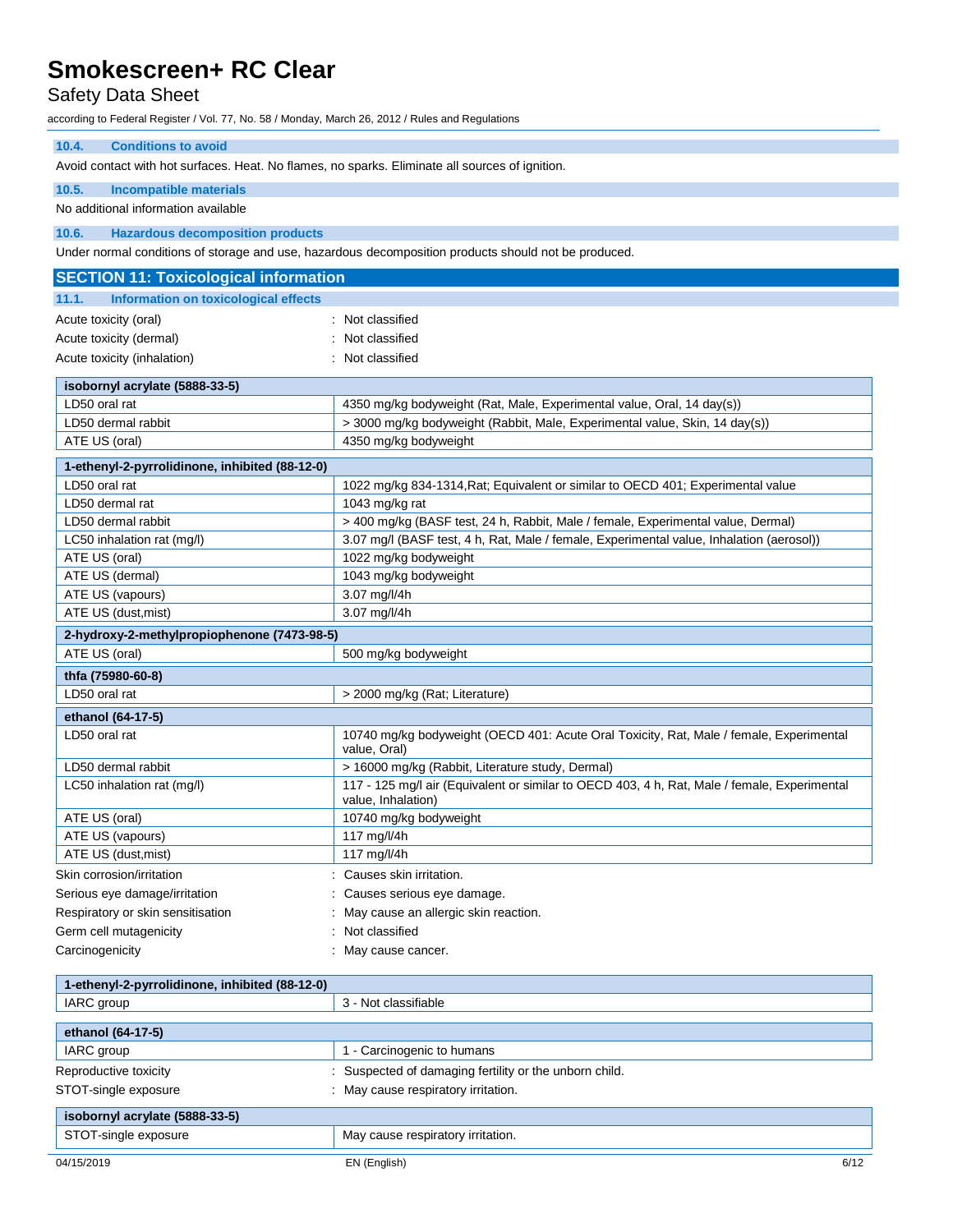### 10.4. Conditions to avoid

Avoid contact with hot surfaces. Heat. No flames, no sparks. Eliminate all sources of ignition.

### 10.5. Incompatible materials

No additional information available

### 10.6. Hazardous decomposition products

Under normal conditions of storage and use, hazardous decomposition products should not be produced.

## SECTION 11: Toxicological information

### 11.1. Information on toxicological effects

Acute toxicity (oral) : Not classified

Acute toxicity (dermal) : Not classified

Acute toxicity (inhalation) : Not classified

| isobornyl acrylate (5888-33-5) | |
|---|---|
| LD50 oral rat | 4350 mg/kg bodyweight (Rat, Male, Experimental value, Oral, 14 day(s)) |
| LD50 dermal rabbit | > 3000 mg/kg bodyweight (Rabbit, Male, Experimental value, Skin, 14 day(s)) |
| ATE US (oral) | 4350 mg/kg bodyweight |

| 1-ethenyl-2-pyrrolidinone, inhibited (88-12-0) | |
|---|---|
| LD50 oral rat | 1022 mg/kg 834-1314,Rat; Equivalent or similar to OECD 401; Experimental value |
| LD50 dermal rat | 1043 mg/kg rat |
| LD50 dermal rabbit | > 400 mg/kg (BASF test, 24 h, Rabbit, Male / female, Experimental value, Dermal) |
| LC50 inhalation rat (mg/l) | 3.07 mg/l (BASF test, 4 h, Rat, Male / female, Experimental value, Inhalation (aerosol)) |
| ATE US (oral) | 1022 mg/kg bodyweight |
| ATE US (dermal) | 1043 mg/kg bodyweight |
| ATE US (vapours) | 3.07 mg/l/4h |
| ATE US (dust,mist) | 3.07 mg/l/4h |

| 2-hydroxy-2-methylpropiophenone (7473-98-5) | |
|---|---|
| ATE US (oral) | 500 mg/kg bodyweight |

| thfa (75980-60-8) | |
|---|---|
| LD50 oral rat | > 2000 mg/kg (Rat; Literature) |

| ethanol (64-17-5) | |
|---|---|
| LD50 oral rat | 10740 mg/kg bodyweight (OECD 401: Acute Oral Toxicity, Rat, Male / female, Experimental value, Oral) |
| LD50 dermal rabbit | > 16000 mg/kg (Rabbit, Literature study, Dermal) |
| LC50 inhalation rat (mg/l) | 117 - 125 mg/l air (Equivalent or similar to OECD 403, 4 h, Rat, Male / female, Experimental value, Inhalation) |
| ATE US (oral) | 10740 mg/kg bodyweight |
| ATE US (vapours) | 117 mg/l/4h |
| ATE US (dust,mist) | 117 mg/l/4h |

Skin corrosion/irritation : Causes skin irritation.

Serious eye damage/irritation : Causes serious eye damage.

Respiratory or skin sensitisation : May cause an allergic skin reaction.

Germ cell mutagenicity : Not classified

Carcinogenicity : May cause cancer.

| 1-ethenyl-2-pyrrolidinone, inhibited (88-12-0) | |
|---|---|
| IARC group | 3 - Not classifiable |

| ethanol (64-17-5) | |
|---|---|
| IARC group | 1 - Carcinogenic to humans |

Reproductive toxicity : Suspected of damaging fertility or the unborn child.

STOT-single exposure : May cause respiratory irritation.

| isobornyl acrylate (5888-33-5) | |
|---|---|
| STOT-single exposure | May cause respiratory irritation. |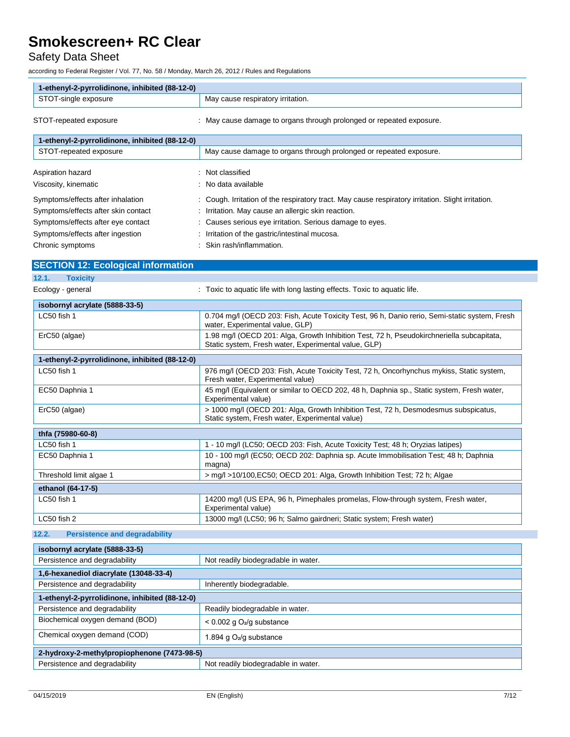| 1-ethenyl-2-pyrrolidinone, inhibited (88-12-0) | |
|---|---|
| STOT-single exposure | May cause respiratory irritation. |

STOT-repeated exposure : May cause damage to organs through prolonged or repeated exposure.

| 1-ethenyl-2-pyrrolidinone, inhibited (88-12-0) | |
|---|---|
| STOT-repeated exposure | May cause damage to organs through prolonged or repeated exposure. |

Aspiration hazard : Not classified

Viscosity, kinematic : No data available

Symptoms/effects after inhalation : Cough. Irritation of the respiratory tract. May cause respiratory irritation. Slight irritation.

Symptoms/effects after skin contact : Irritation. May cause an allergic skin reaction.

Symptoms/effects after eye contact : Causes serious eye irritation. Serious damage to eyes.

Symptoms/effects after ingestion : Irritation of the gastric/intestinal mucosa.

Chronic symptoms : Skin rash/inflammation.

## SECTION 12: Ecological information

### 12.1. Toxicity

Ecology - general : Toxic to aquatic life with long lasting effects. Toxic to aquatic life.

| isobornyl acrylate (5888-33-5) | |
|---|---|
| LC50 fish 1 | 0.704 mg/l (OECD 203: Fish, Acute Toxicity Test, 96 h, Danio rerio, Semi-static system, Fresh water, Experimental value, GLP) |
| ErC50 (algae) | 1.98 mg/l (OECD 201: Alga, Growth Inhibition Test, 72 h, Pseudokirchneriella subcapitata, Static system, Fresh water, Experimental value, GLP) |

| 1-ethenyl-2-pyrrolidinone, inhibited (88-12-0) | |
|---|---|
| LC50 fish 1 | 976 mg/l (OECD 203: Fish, Acute Toxicity Test, 72 h, Oncorhynchus mykiss, Static system, Fresh water, Experimental value) |
| EC50 Daphnia 1 | 45 mg/l (Equivalent or similar to OECD 202, 48 h, Daphnia sp., Static system, Fresh water, Experimental value) |
| ErC50 (algae) | > 1000 mg/l (OECD 201: Alga, Growth Inhibition Test, 72 h, Desmodesmus subspicatus, Static system, Fresh water, Experimental value) |

| thfa (75980-60-8) | |
|---|---|
| LC50 fish 1 | 1 - 10 mg/l (LC50; OECD 203: Fish, Acute Toxicity Test; 48 h; Oryzias latipes) |
| EC50 Daphnia 1 | 10 - 100 mg/l (EC50; OECD 202: Daphnia sp. Acute Immobilisation Test; 48 h; Daphnia magna) |
| Threshold limit algae 1 | > mg/l >10/100,EC50; OECD 201: Alga, Growth Inhibition Test; 72 h; Algae |

| ethanol (64-17-5) | |
|---|---|
| LC50 fish 1 | 14200 mg/l (US EPA, 96 h, Pimephales promelas, Flow-through system, Fresh water, Experimental value) |
| LC50 fish 2 | 13000 mg/l (LC50; 96 h; Salmo gairdneri; Static system; Fresh water) |

### 12.2. Persistence and degradability

| isobornyl acrylate (5888-33-5) | |
|---|---|
| Persistence and degradability | Not readily biodegradable in water. |

| 1,6-hexanediol diacrylate (13048-33-4) | |
|---|---|
| Persistence and degradability | Inherently biodegradable. |

| 1-ethenyl-2-pyrrolidinone, inhibited (88-12-0) | |
|---|---|
| Persistence and degradability | Readily biodegradable in water. |
| Biochemical oxygen demand (BOD) | < 0.002 g $O_2$/g substance |
| Chemical oxygen demand (COD) | 1.894 g $O_2$/g substance |

| 2-hydroxy-2-methylpropiophenone (7473-98-5) | |
|---|---|
| Persistence and degradability | Not readily biodegradable in water. |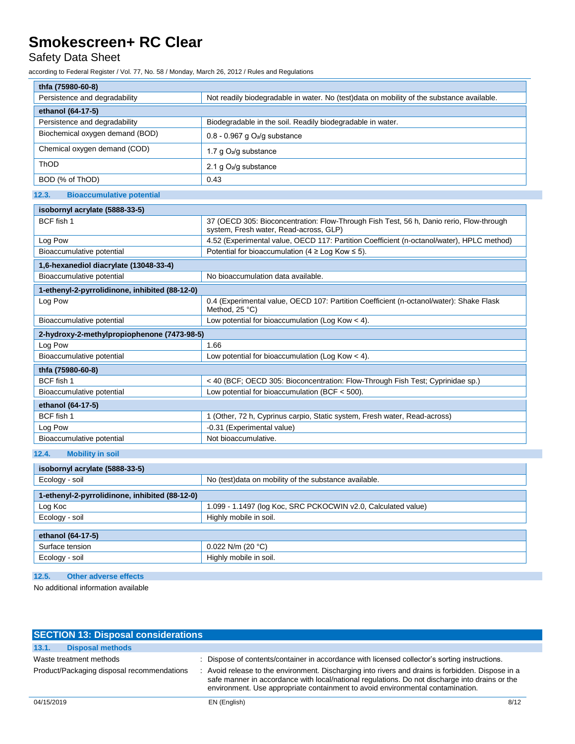| thfa (75980-60-8) | |
|---|---|
| Persistence and degradability | Not readily biodegradable in water. No (test)data on mobility of the substance available. |

| ethanol (64-17-5) | |
|---|---|
| Persistence and degradability | Biodegradable in the soil. Readily biodegradable in water. |
| Biochemical oxygen demand (BOD) | 0.8 - 0.967 g $O_2$/g substance |
| Chemical oxygen demand (COD) | 1.7 g $O_2$/g substance |
| ThOD | 2.1 g $O_2$/g substance |
| BOD (% of ThOD) | 0.43 |

### 12.3. Bioaccumulative potential

| isobornyl acrylate (5888-33-5) | |
|---|---|
| BCF fish 1 | 37 (OECD 305: Bioconcentration: Flow-Through Fish Test, 56 h, Danio rerio, Flow-through system, Fresh water, Read-across, GLP) |
| Log Pow | 4.52 (Experimental value, OECD 117: Partition Coefficient (n-octanol/water), HPLC method) |
| Bioaccumulative potential | Potential for bioaccumulation (4 ≥ Log Kow ≤ 5). |

| 1,6-hexanediol diacrylate (13048-33-4) | |
|---|---|
| Bioaccumulative potential | No bioaccumulation data available. |

| 1-ethenyl-2-pyrrolidinone, inhibited (88-12-0) | |
|---|---|
| Log Pow | 0.4 (Experimental value, OECD 107: Partition Coefficient (n-octanol/water): Shake Flask Method, 25 °C) |
| Bioaccumulative potential | Low potential for bioaccumulation (Log Kow < 4). |

| 2-hydroxy-2-methylpropiophenone (7473-98-5) | |
|---|---|
| Log Pow | 1.66 |
| Bioaccumulative potential | Low potential for bioaccumulation (Log Kow < 4). |

| thfa (75980-60-8) | |
|---|---|
| BCF fish 1 | < 40 (BCF; OECD 305: Bioconcentration: Flow-Through Fish Test; Cyprinidae sp.) |
| Bioaccumulative potential | Low potential for bioaccumulation (BCF < 500). |

| ethanol (64-17-5) | |
|---|---|
| BCF fish 1 | 1 (Other, 72 h, Cyprinus carpio, Static system, Fresh water, Read-across) |
| Log Pow | -0.31 (Experimental value) |
| Bioaccumulative potential | Not bioaccumulative. |

### 12.4. Mobility in soil

| isobornyl acrylate (5888-33-5) | |
|---|---|
| Ecology - soil | No (test)data on mobility of the substance available. |

| 1-ethenyl-2-pyrrolidinone, inhibited (88-12-0) | |
|---|---|
| Log Koc | 1.099 - 1.1497 (log Koc, SRC PCKOCWIN v2.0, Calculated value) |
| Ecology - soil | Highly mobile in soil. |

| ethanol (64-17-5) | |
|---|---|
| Surface tension | 0.022 N/m (20 °C) |
| Ecology - soil | Highly mobile in soil. |

### 12.5. Other adverse effects

No additional information available

## SECTION 13: Disposal considerations

### 13.1. Disposal methods

Waste treatment methods : Dispose of contents/container in accordance with licensed collector's sorting instructions.

Product/Packaging disposal recommendations : Avoid release to the environment. Discharging into rivers and drains is forbidden. Dispose in a safe manner in accordance with local/national regulations. Do not discharge into drains or the environment. Use appropriate containment to avoid environmental contamination.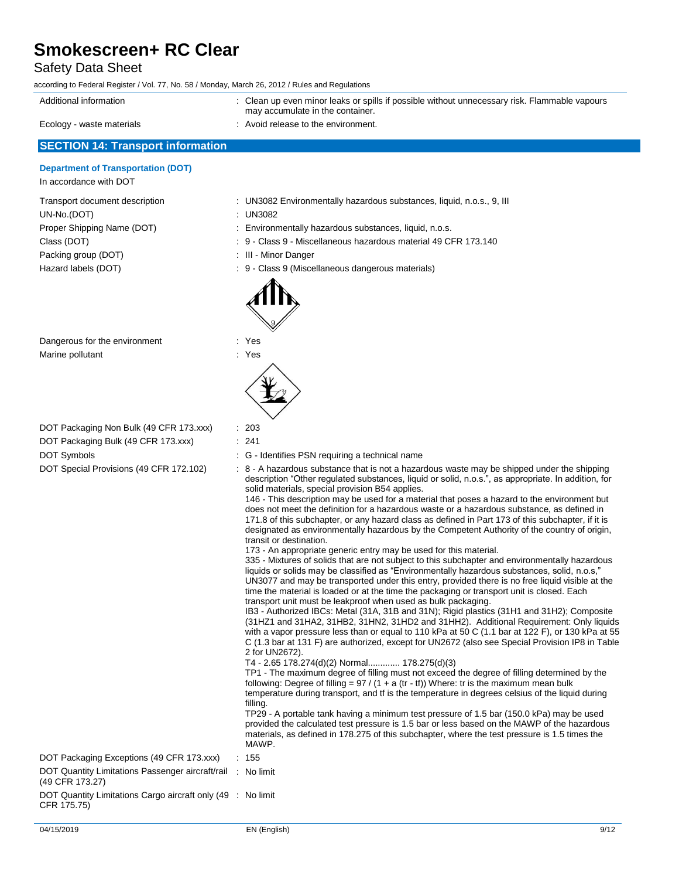| | |
|---|---|
| Additional information | : Clean up even minor leaks or spills if possible without unnecessary risk. Flammable vapours may accumulate in the container. |
| Ecology - waste materials | : Avoid release to the environment. |

## SECTION 14: Transport information

### Department of Transportation (DOT)

In accordance with DOT

| | |
|---|---|
| Transport document description | : UN3082 Environmentally hazardous substances, liquid, n.o.s., 9, III |
| UN-No.(DOT) | : UN3082 |
| Proper Shipping Name (DOT) | : Environmentally hazardous substances, liquid, n.o.s. |
| Class (DOT) | : 9 - Class 9 - Miscellaneous hazardous material 49 CFR 173.140 |
| Packing group (DOT) | : III - Minor Danger |
| Hazard labels (DOT) | : 9 - Class 9 (Miscellaneous dangerous materials) |
| Dangerous for the environment | : Yes |
| Marine pollutant | : Yes |
| DOT Packaging Non Bulk (49 CFR 173.xxx) | : 203 |
| DOT Packaging Bulk (49 CFR 173.xxx) | : 241 |
| DOT Symbols | : G - Identifies PSN requiring a technical name |
| DOT Special Provisions (49 CFR 172.102) | : 8 - A hazardous substance that is not a hazardous waste may be shipped under the shipping description "Other regulated substances, liquid or solid, n.o.s.", as appropriate. In addition, for solid materials, special provision B54 applies.<br>146 - This description may be used for a material that poses a hazard to the environment but does not meet the definition for a hazardous waste or a hazardous substance, as defined in 171.8 of this subchapter, or any hazard class as defined in Part 173 of this subchapter, if it is designated as environmentally hazardous by the Competent Authority of the country of origin, transit or destination.<br>173 - An appropriate generic entry may be used for this material.<br>335 - Mixtures of solids that are not subject to this subchapter and environmentally hazardous liquids or solids may be classified as "Environmentally hazardous substances, solid, n.o.s," UN3077 and may be transported under this entry, provided there is no free liquid visible at the time the material is loaded or at the time the packaging or transport unit is closed. Each transport unit must be leakproof when used as bulk packaging.<br>IB3 - Authorized IBCs: Metal (31A, 31B and 31N); Rigid plastics (31H1 and 31H2); Composite (31HZ1 and 31HA2, 31HB2, 31HN2, 31HD2 and 31HH2). Additional Requirement: Only liquids with a vapor pressure less than or equal to 110 kPa at 50 C (1.1 bar at 122 F), or 130 kPa at 55 C (1.3 bar at 131 F) are authorized, except for UN2672 (also see Special Provision IP8 in Table 2 for UN2672).<br>T4 - 2.65 178.274(d)(2) Normal............. 178.275(d)(3)<br>TP1 - The maximum degree of filling must not exceed the degree of filling determined by the following: Degree of filling = 97 / (1 + a (tr - tf)) Where: tr is the maximum mean bulk temperature during transport, and tf is the temperature in degrees celsius of the liquid during filling.<br>TP29 - A portable tank having a minimum test pressure of 1.5 bar (150.0 kPa) may be used provided the calculated test pressure is 1.5 bar or less based on the MAWP of the hazardous materials, as defined in 178.275 of this subchapter, where the test pressure is 1.5 times the MAWP. |
| DOT Packaging Exceptions (49 CFR 173.xxx) | : 155 |
| DOT Quantity Limitations Passenger aircraft/rail (49 CFR 173.27) | : No limit |
| DOT Quantity Limitations Cargo aircraft only (49 CFR 175.75) | : No limit |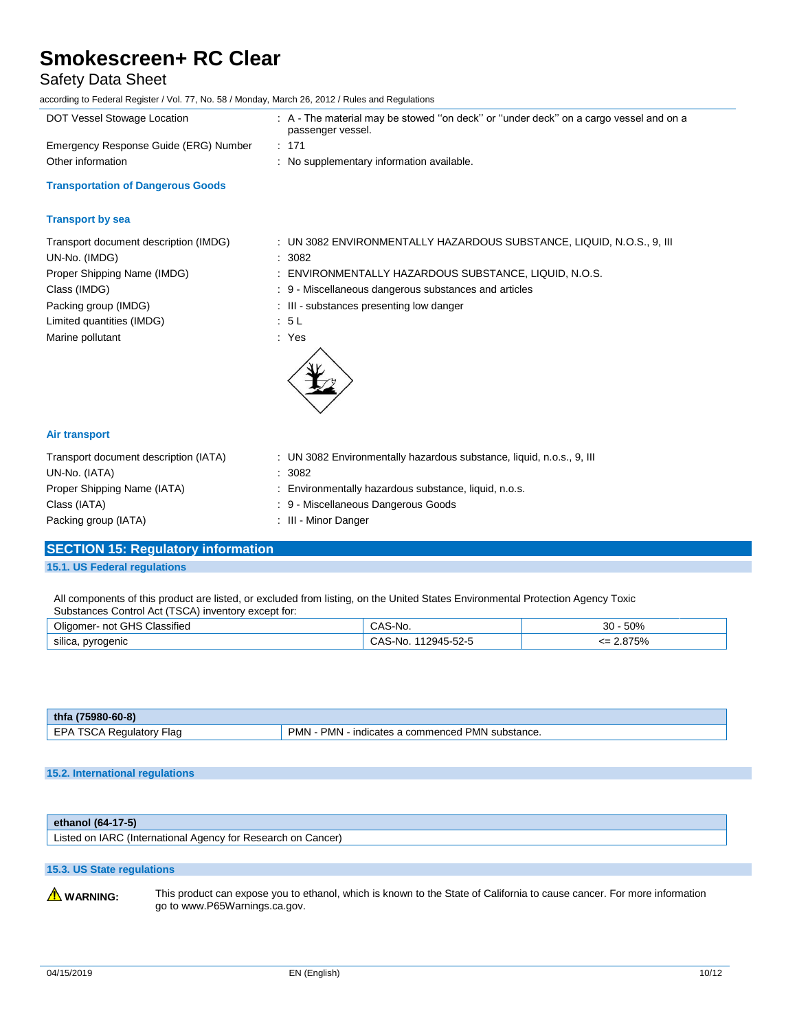| | |
|---|---|
| DOT Vessel Stowage Location | : A - The material may be stowed ''on deck'' or ''under deck'' on a cargo vessel and on a passenger vessel. |
| Emergency Response Guide (ERG) Number | : 171 |
| Other information | : No supplementary information available. |

### Transportation of Dangerous Goods

### Transport by sea

| | |
|---|---|
| Transport document description (IMDG) | : UN 3082 ENVIRONMENTALLY HAZARDOUS SUBSTANCE, LIQUID, N.O.S., 9, III |
| UN-No. (IMDG) | : 3082 |
| Proper Shipping Name (IMDG) | : ENVIRONMENTALLY HAZARDOUS SUBSTANCE, LIQUID, N.O.S. |
| Class (IMDG) | : 9 - Miscellaneous dangerous substances and articles |
| Packing group (IMDG) | : III - substances presenting low danger |
| Limited quantities (IMDG) | : 5 L |
| Marine pollutant | : Yes |

### Air transport

| | |
|---|---|
| Transport document description (IATA) | : UN 3082 Environmentally hazardous substance, liquid, n.o.s., 9, III |
| UN-No. (IATA) | : 3082 |
| Proper Shipping Name (IATA) | : Environmentally hazardous substance, liquid, n.o.s. |
| Class (IATA) | : 9 - Miscellaneous Dangerous Goods |
| Packing group (IATA) | : III - Minor Danger |

## SECTION 15: Regulatory information

### 15.1. US Federal regulations

All components of this product are listed, or excluded from listing, on the United States Environmental Protection Agency Toxic Substances Control Act (TSCA) inventory except for:

| | | |
|---|---|---|
| Oligomer- not GHS Classified | CAS-No. | 30 - 50% |
| silica, pyrogenic | CAS-No. 112945-52-5 | <= 2.875% |

| thfa (75980-60-8) | |
|---|---|
| EPA TSCA Regulatory Flag | PMN - PMN - indicates a commenced PMN substance. |

### 15.2. International regulations

| ethanol (64-17-5) |
|---|
| Listed on IARC (International Agency for Research on Cancer) |

### 15.3. US State regulations

⚠ **WARNING:** This product can expose you to ethanol, which is known to the State of California to cause cancer. For more information go to www.P65Warnings.ca.gov.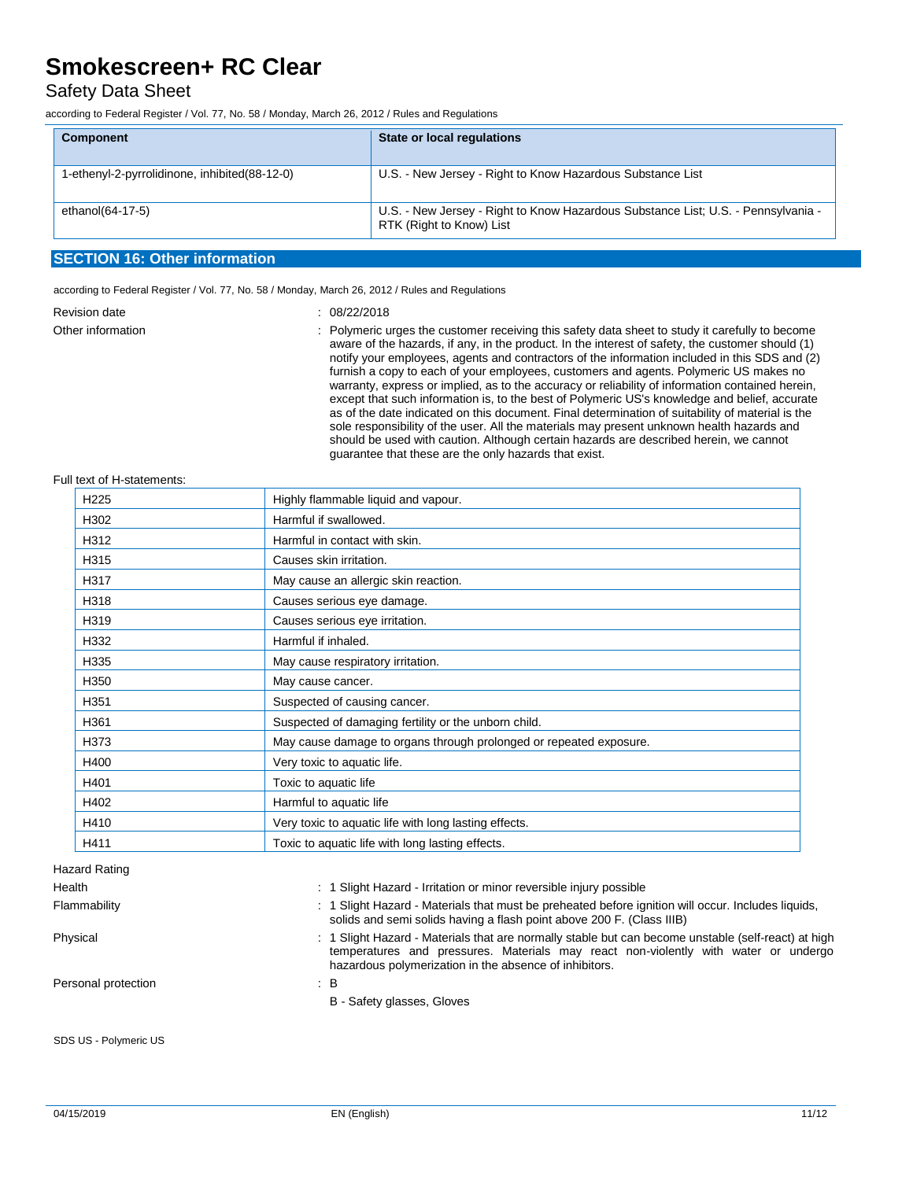| Component | State or local regulations |
|---|---|
| 1-ethenyl-2-pyrrolidinone, inhibited(88-12-0) | U.S. - New Jersey - Right to Know Hazardous Substance List |
| ethanol(64-17-5) | U.S. - New Jersey - Right to Know Hazardous Substance List; U.S. - Pennsylvania - RTK (Right to Know) List |

## SECTION 16: Other information

according to Federal Register / Vol. 77, No. 58 / Monday, March 26, 2012 / Rules and Regulations

Revision date : 08/22/2018

Other information : Polymeric urges the customer receiving this safety data sheet to study it carefully to become aware of the hazards, if any, in the product. In the interest of safety, the customer should (1) notify your employees, agents and contractors of the information included in this SDS and (2) furnish a copy to each of your employees, customers and agents. Polymeric US makes no warranty, express or implied, as to the accuracy or reliability of information contained herein, except that such information is, to the best of Polymeric US's knowledge and belief, accurate as of the date indicated on this document. Final determination of suitability of material is the sole responsibility of the user. All the materials may present unknown health hazards and should be used with caution. Although certain hazards are described herein, we cannot guarantee that these are the only hazards that exist.

Full text of H-statements:

| | |
|---|---|
| H225 | Highly flammable liquid and vapour. |
| H302 | Harmful if swallowed. |
| H312 | Harmful in contact with skin. |
| H315 | Causes skin irritation. |
| H317 | May cause an allergic skin reaction. |
| H318 | Causes serious eye damage. |
| H319 | Causes serious eye irritation. |
| H332 | Harmful if inhaled. |
| H335 | May cause respiratory irritation. |
| H350 | May cause cancer. |
| H351 | Suspected of causing cancer. |
| H361 | Suspected of damaging fertility or the unborn child. |
| H373 | May cause damage to organs through prolonged or repeated exposure. |
| H400 | Very toxic to aquatic life. |
| H401 | Toxic to aquatic life |
| H402 | Harmful to aquatic life |
| H410 | Very toxic to aquatic life with long lasting effects. |
| H411 | Toxic to aquatic life with long lasting effects. |

Hazard Rating

Health : 1 Slight Hazard - Irritation or minor reversible injury possible

Flammability : 1 Slight Hazard - Materials that must be preheated before ignition will occur. Includes liquids, solids and semi solids having a flash point above 200 F. (Class IIIB)

Physical : 1 Slight Hazard - Materials that are normally stable but can become unstable (self-react) at high temperatures and pressures. Materials may react non-violently with water or undergo hazardous polymerization in the absence of inhibitors.

Personal protection : B

B - Safety glasses, Gloves

SDS US - Polymeric US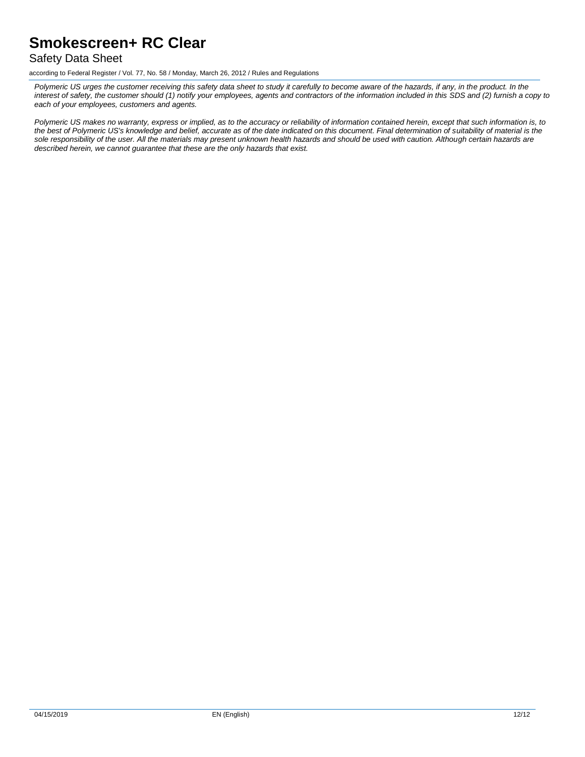*Polymeric US urges the customer receiving this safety data sheet to study it carefully to become aware of the hazards, if any, in the product. In the interest of safety, the customer should (1) notify your employees, agents and contractors of the information included in this SDS and (2) furnish a copy to each of your employees, customers and agents.*

*Polymeric US makes no warranty, express or implied, as to the accuracy or reliability of information contained herein, except that such information is, to the best of Polymeric US's knowledge and belief, accurate as of the date indicated on this document. Final determination of suitability of material is the sole responsibility of the user. All the materials may present unknown health hazards and should be used with caution. Although certain hazards are described herein, we cannot guarantee that these are the only hazards that exist.*